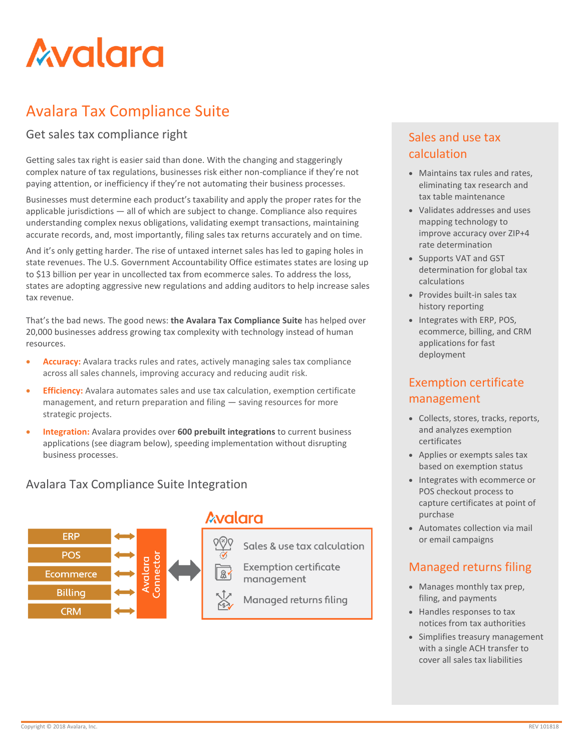# Avalara Tax Compliance Suite

## Get sales tax compliance right

Getting sales tax right is easier said than done. With the changing and staggeringly complex nature of tax regulations, businesses risk either non-compliance if they're not paying attention, or inefficiency if they're not automating their business processes.

Businesses must determine each product's taxability and apply the proper rates for the applicable jurisdictions — all of which are subject to change. Compliance also requires understanding complex nexus obligations, validating exempt transactions, maintaining accurate records, and, most importantly, filing sales tax returns accurately and on time.

And it's only getting harder. The rise of untaxed internet sales has led to gaping holes in state revenues. The U.S. Government Accountability Office estimates states are losing up to $13 billion per year in uncollected tax from ecommerce sales. To address the loss, states are adopting aggressive new regulations and adding auditors to help increase sales tax revenue.

That's the bad news. The good news: **the Avalara Tax Compliance Suite** has helped over 20,000 businesses address growing tax complexity with technology instead of human resources.

- **Accuracy:** Avalara tracks rules and rates, actively managing sales tax compliance across all sales channels, improving accuracy and reducing audit risk.
- **Efficiency:** Avalara automates sales and use tax calculation, exemption certificate management, and return preparation and filing — saving resources for more strategic projects.
- **Integration:** Avalara provides over **600 prebuilt integrations** to current business applications (see diagram below), speeding implementation without disrupting business processes.

## Avalara Tax Compliance Suite Integration

ERP, POS, Ecommerce, Billing, CRM ↔ Avalara Connector ↔ Avalara:
- Sales & use tax calculation
- Exemption certificate management
- Managed returns filing

## Sales and use tax calculation

- Maintains tax rules and rates, eliminating tax research and tax table maintenance
- Validates addresses and uses mapping technology to improve accuracy over ZIP+4 rate determination
- Supports VAT and GST determination for global tax calculations
- Provides built-in sales tax history reporting
- Integrates with ERP, POS, ecommerce, billing, and CRM applications for fast deployment

## Exemption certificate management

- Collects, stores, tracks, reports, and analyzes exemption certificates
- Applies or exempts sales tax based on exemption status
- Integrates with ecommerce or POS checkout process to capture certificates at point of purchase
- Automates collection via mail or email campaigns

## Managed returns filing

- Manages monthly tax prep, filing, and payments
- Handles responses to tax notices from tax authorities
- Simplifies treasury management with a single ACH transfer to cover all sales tax liabilities

Copyright © 2018 Avalara, Inc.

REV 101818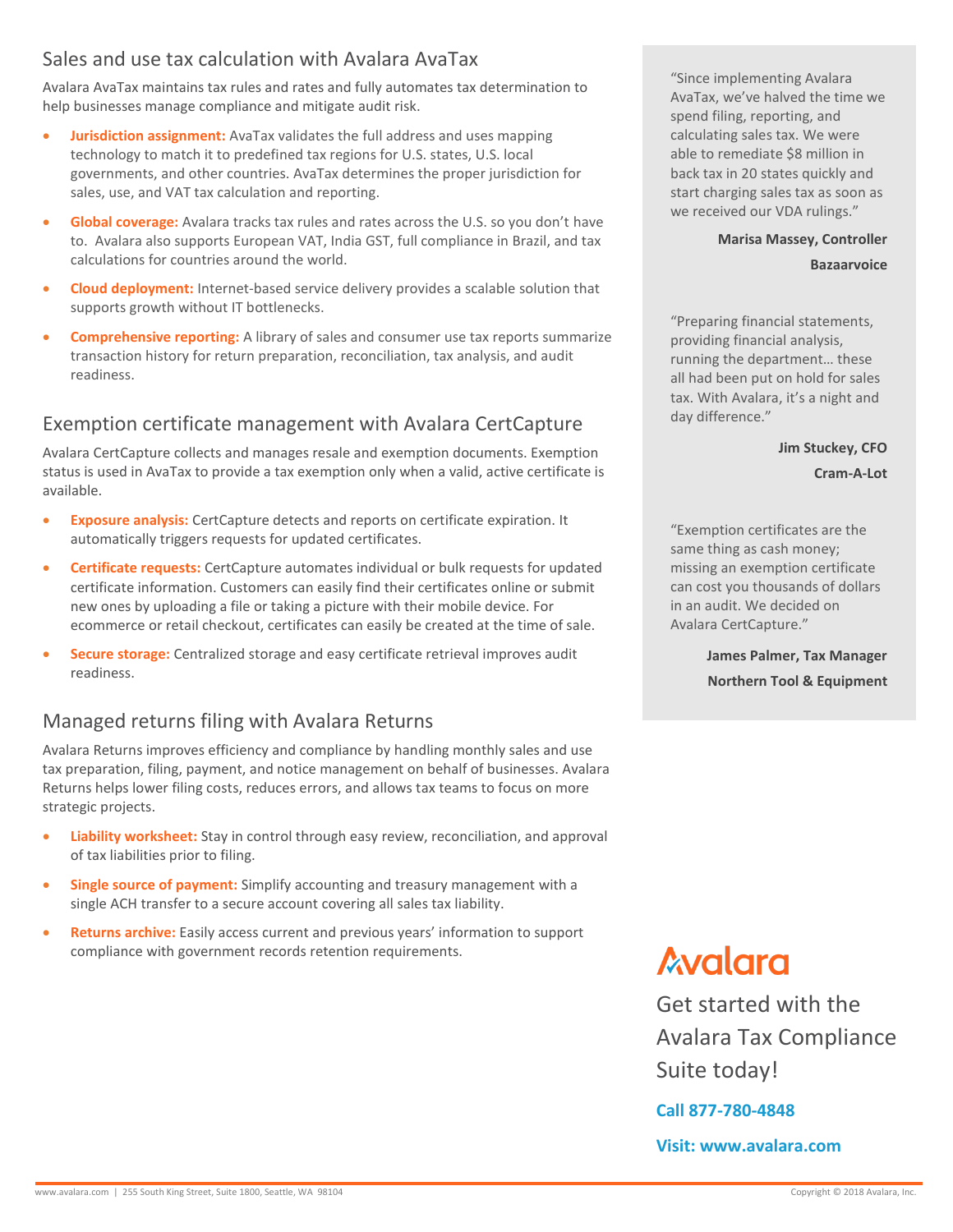## Sales and use tax calculation with Avalara AvaTax

Avalara AvaTax maintains tax rules and rates and fully automates tax determination to help businesses manage compliance and mitigate audit risk.

- **Jurisdiction assignment:** AvaTax validates the full address and uses mapping technology to match it to predefined tax regions for U.S. states, U.S. local governments, and other countries. AvaTax determines the proper jurisdiction for sales, use, and VAT tax calculation and reporting.
- **Global coverage:** Avalara tracks tax rules and rates across the U.S. so you don't have to. Avalara also supports European VAT, India GST, full compliance in Brazil, and tax calculations for countries around the world.
- **Cloud deployment:** Internet-based service delivery provides a scalable solution that supports growth without IT bottlenecks.
- **Comprehensive reporting:** A library of sales and consumer use tax reports summarize transaction history for return preparation, reconciliation, tax analysis, and audit readiness.

## Exemption certificate management with Avalara CertCapture

Avalara CertCapture collects and manages resale and exemption documents. Exemption status is used in AvaTax to provide a tax exemption only when a valid, active certificate is available.

- **Exposure analysis:** CertCapture detects and reports on certificate expiration. It automatically triggers requests for updated certificates.
- **Certificate requests:** CertCapture automates individual or bulk requests for updated certificate information. Customers can easily find their certificates online or submit new ones by uploading a file or taking a picture with their mobile device. For ecommerce or retail checkout, certificates can easily be created at the time of sale.
- **Secure storage:** Centralized storage and easy certificate retrieval improves audit readiness.

## Managed returns filing with Avalara Returns

Avalara Returns improves efficiency and compliance by handling monthly sales and use tax preparation, filing, payment, and notice management on behalf of businesses. Avalara Returns helps lower filing costs, reduces errors, and allows tax teams to focus on more strategic projects.

- **Liability worksheet:** Stay in control through easy review, reconciliation, and approval of tax liabilities prior to filing.
- **Single source of payment:** Simplify accounting and treasury management with a single ACH transfer to a secure account covering all sales tax liability.
- **Returns archive:** Easily access current and previous years' information to support compliance with government records retention requirements.

"Since implementing Avalara AvaTax, we've halved the time we spend filing, reporting, and calculating sales tax. We were able to remediate $8 million in back tax in 20 states quickly and start charging sales tax as soon as we received our VDA rulings."

**Marisa Massey, Controller**
**Bazaarvoice**

"Preparing financial statements, providing financial analysis, running the department… these all had been put on hold for sales tax. With Avalara, it's a night and day difference."

**Jim Stuckey, CFO**
**Cram-A-Lot**

"Exemption certificates are the same thing as cash money; missing an exemption certificate can cost you thousands of dollars in an audit. We decided on Avalara CertCapture."

**James Palmer, Tax Manager**
**Northern Tool & Equipment**

Avalara

Get started with the Avalara Tax Compliance Suite today!

**Call 877-780-4848**

**Visit: www.avalara.com**

www.avalara.com | 255 South King Street, Suite 1800, Seattle, WA 98104

Copyright © 2018 Avalara, Inc.